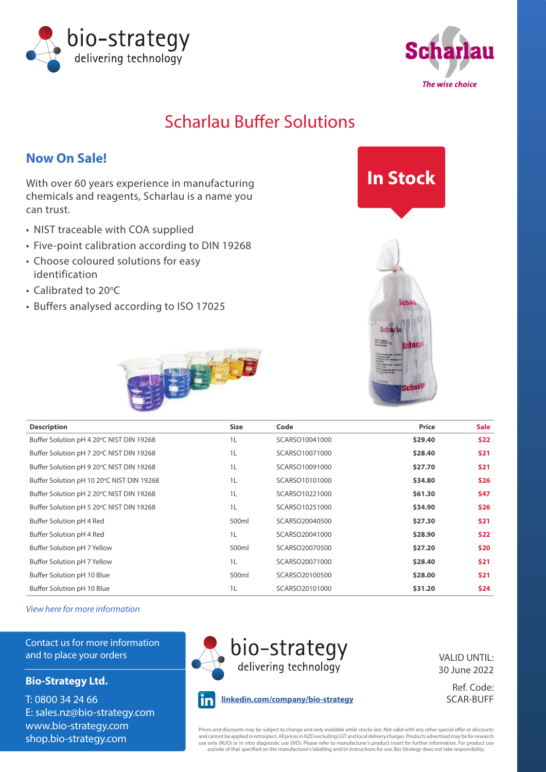bio-strategy
delivering technology

Scharlau
The wise choice

# Scharlau Buffer Solutions

## Now On Sale!

With over 60 years experience in manufacturing chemicals and reagents, Scharlau is a name you can trust.

- NIST traceable with COA supplied
- Five-point calibration according to DIN 19268
- Choose coloured solutions for easy identification
- Calibrated to 20°C
- Buffers analysed according to ISO 17025

**In Stock**

| Description | Size | Code | Price | Sale |
|---|---|---|---|---|
| Buffer Solution pH 4 20°C NIST DIN 19268 | 1L | SCARSO10041000 | **$29.40** | **$22** |
| Buffer Solution pH 7 20°C NIST DIN 19268 | 1L | SCARSO10071000 | **$28.40** | **$21** |
| Buffer Solution pH 9 20°C NIST DIN 19268 | 1L | SCARSO10091000 | **$27.70** | **$21** |
| Buffer Solution pH 10 20°C NIST DIN 19268 | 1L | SCARSO10101000 | **$34.80** | **$26** |
| Buffer Solution pH 2 20°C NIST DIN 19268 | 1L | SCARSO10221000 | **$61.30** | **$47** |
| Buffer Solution pH 5 20°C NIST DIN 19268 | 1L | SCARSO10251000 | **$34.90** | **$26** |
| Buffer Solution pH 4 Red | 500ml | SCARSO20040500 | **$27.30** | **$21** |
| Buffer Solution pH 4 Red | 1L | SCARSO20041000 | **$28.90** | **$22** |
| Buffer Solution pH 7 Yellow | 500ml | SCARSO20070500 | **$27.20** | **$20** |
| Buffer Solution pH 7 Yellow | 1L | SCARSO20071000 | **$28.40** | **$21** |
| Buffer Solution pH 10 Blue | 500ml | SCARSO20100500 | **$28.00** | **$21** |
| Buffer Solution pH 10 Blue | 1L | SCARSO20101000 | **$31.20** | **$24** |

*View here for more information*

Contact us for more information and to place your orders

**Bio-Strategy Ltd.**

T: 0800 34 24 66
E: sales.nz@bio-strategy.com
www.bio-strategy.com
shop.bio-strategy.com

bio-strategy
delivering technology

**linkedin.com/company/bio-strategy**

VALID UNTIL:
30 June 2022

Ref. Code:
SCAR-BUFF

Prices and discounts may be subject to change and only available while stocks last. Not valid with any other special offer or discounts and cannot be applied in retrospect. All prices in NZD excluding GST and local delivery charges. Products advertised may be for research use only (RUO) or in vitro diagnostic use (IVD). Please refer to manufacturer's product insert for further information. For product use outside of that specified on the manufacturer's labelling and/or instructions for use, Bio-Strategy does not take responsibility.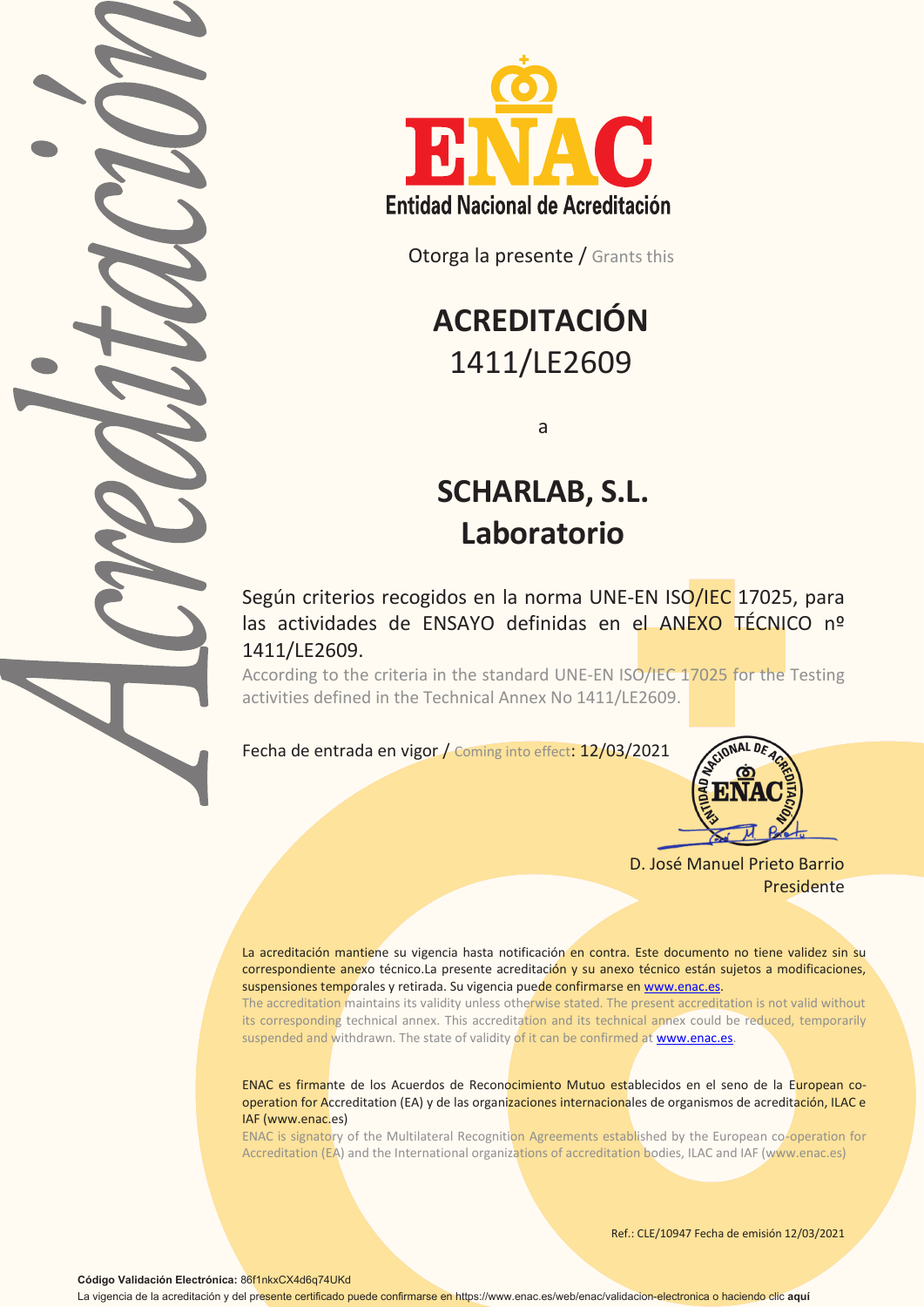Acreditación

**ENAC**

**Entidad Nacional de Acreditación**

Otorga la presente / Grants this

# ACREDITACIÓN
## 1411/LE2609

a

# SCHARLAB, S.L.
# Laboratorio

Según criterios recogidos en la norma UNE-EN ISO/IEC 17025, para las actividades de ENSAYO definidas en el ANEXO TÉCNICO nº 1411/LE2609.

According to the criteria in the standard UNE-EN ISO/IEC 17025 for the Testing activities defined in the Technical Annex No 1411/LE2609.

Fecha de entrada en vigor / Coming into effect: 12/03/2021

ENTIDAD NACIONAL DE ACREDITACIÓN ENAC

D. José Manuel Prieto Barrio
Presidente

La acreditación mantiene su vigencia hasta notificación en contra. Este documento no tiene validez sin su correspondiente anexo técnico.La presente acreditación y su anexo técnico están sujetos a modificaciones, suspensiones temporales y retirada. Su vigencia puede confirmarse en www.enac.es.

The accreditation maintains its validity unless otherwise stated. The present accreditation is not valid without its corresponding technical annex. This accreditation and its technical annex could be reduced, temporarily suspended and withdrawn. The state of validity of it can be confirmed at www.enac.es.

ENAC es firmante de los Acuerdos de Reconocimiento Mutuo establecidos en el seno de la European co-operation for Accreditation (EA) y de las organizaciones internacionales de organismos de acreditación, ILAC e IAF (www.enac.es)

ENAC is signatory of the Multilateral Recognition Agreements established by the European co-operation for Accreditation (EA) and the International organizations of accreditation bodies, ILAC and IAF (www.enac.es)

Ref.: CLE/10947 Fecha de emisión 12/03/2021

**Código Validación Electrónica:** 86f1nkxCX4d6q74UKd

La vigencia de la acreditación y del presente certificado puede confirmarse en https://www.enac.es/web/enac/validacion-electronica o haciendo clic **aquí**